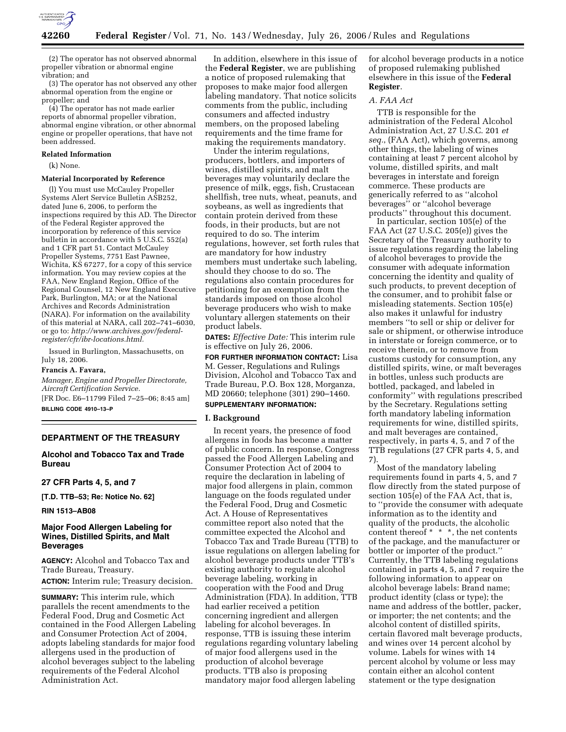(2) The operator has not observed abnormal propeller vibration or abnormal engine vibration; and

(3) The operator has not observed any other abnormal operation from the engine or propeller; and

(4) The operator has not made earlier reports of abnormal propeller vibration, abnormal engine vibration, or other abnormal engine or propeller operations, that have not been addressed.

**Related Information**

(k) None.

**Material Incorporated by Reference**

(l) You must use McCauley Propeller Systems Alert Service Bulletin ASB252, dated June 6, 2006, to perform the inspections required by this AD. The Director of the Federal Register approved the incorporation by reference of this service bulletin in accordance with 5 U.S.C. 552(a) and 1 CFR part 51. Contact McCauley Propeller Systems, 7751 East Pawnee, Wichita, KS 67277, for a copy of this service information. You may review copies at the FAA, New England Region, Office of the Regional Counsel, 12 New England Executive Park, Burlington, MA; or at the National Archives and Records Administration (NARA). For information on the availability of this material at NARA, call 202–741–6030, or go to: *http://www.archives.gov/federal-register/cfr/ibr-locations.html.*

Issued in Burlington, Massachusetts, on July 18, 2006.

**Francis A. Favara,**

*Manager, Engine and Propeller Directorate, Aircraft Certification Service.*

[FR Doc. E6–11799 Filed 7–25–06; 8:45 am]

**BILLING CODE 4910–13–P**

---

## DEPARTMENT OF THE TREASURY

### Alcohol and Tobacco Tax and Trade Bureau

### 27 CFR Parts 4, 5, and 7

**[T.D. TTB–53; Re: Notice No. 62]**

**RIN 1513–AB08**

### Major Food Allergen Labeling for Wines, Distilled Spirits, and Malt Beverages

**AGENCY:** Alcohol and Tobacco Tax and Trade Bureau, Treasury.

**ACTION:** Interim rule; Treasury decision.

**SUMMARY:** This interim rule, which parallels the recent amendments to the Federal Food, Drug and Cosmetic Act contained in the Food Allergen Labeling and Consumer Protection Act of 2004, adopts labeling standards for major food allergens used in the production of alcohol beverages subject to the labeling requirements of the Federal Alcohol Administration Act.

In addition, elsewhere in this issue of the **Federal Register**, we are publishing a notice of proposed rulemaking that proposes to make major food allergen labeling mandatory. That notice solicits comments from the public, including consumers and affected industry members, on the proposed labeling requirements and the time frame for making the requirements mandatory.

Under the interim regulations, producers, bottlers, and importers of wines, distilled spirits, and malt beverages may voluntarily declare the presence of milk, eggs, fish, Crustacean shellfish, tree nuts, wheat, peanuts, and soybeans, as well as ingredients that contain protein derived from these foods, in their products, but are not required to do so. The interim regulations, however, set forth rules that are mandatory for how industry members must undertake such labeling, should they choose to do so. The regulations also contain procedures for petitioning for an exemption from the standards imposed on those alcohol beverage producers who wish to make voluntary allergen statements on their product labels.

**DATES:** *Effective Date:* This interim rule is effective on July 26, 2006.

**FOR FURTHER INFORMATION CONTACT:** Lisa M. Gesser, Regulations and Rulings Division, Alcohol and Tobacco Tax and Trade Bureau, P.O. Box 128, Morganza, MD 20660; telephone (301) 290–1460.

**SUPPLEMENTARY INFORMATION:**

## I. Background

In recent years, the presence of food allergens in foods has become a matter of public concern. In response, Congress passed the Food Allergen Labeling and Consumer Protection Act of 2004 to require the declaration in labeling of major food allergens in plain, common language on the foods regulated under the Federal Food, Drug and Cosmetic Act. A House of Representatives committee report also noted that the committee expected the Alcohol and Tobacco Tax and Trade Bureau (TTB) to issue regulations on allergen labeling for alcohol beverage products under TTB's existing authority to regulate alcohol beverage labeling, working in cooperation with the Food and Drug Administration (FDA). In addition, TTB had earlier received a petition concerning ingredient and allergen labeling for alcohol beverages. In response, TTB is issuing these interim regulations regarding voluntary labeling of major food allergens used in the production of alcohol beverage products. TTB also is proposing mandatory major food allergen labeling for alcohol beverage products in a notice of proposed rulemaking published elsewhere in this issue of the **Federal Register**.

### *A. FAA Act*

TTB is responsible for the administration of the Federal Alcohol Administration Act, 27 U.S.C. 201 *et seq.*, (FAA Act), which governs, among other things, the labeling of wines containing at least 7 percent alcohol by volume, distilled spirits, and malt beverages in interstate and foreign commerce. These products are generically referred to as "alcohol beverages" or "alcohol beverage products" throughout this document.

In particular, section 105(e) of the FAA Act (27 U.S.C. 205(e)) gives the Secretary of the Treasury authority to issue regulations regarding the labeling of alcohol beverages to provide the consumer with adequate information concerning the identity and quality of such products, to prevent deception of the consumer, and to prohibit false or misleading statements. Section 105(e) also makes it unlawful for industry members "to sell or ship or deliver for sale or shipment, or otherwise introduce in interstate or foreign commerce, or to receive therein, or to remove from customs custody for consumption, any distilled spirits, wine, or malt beverages in bottles, unless such products are bottled, packaged, and labeled in conformity" with regulations prescribed by the Secretary. Regulations setting forth mandatory labeling information requirements for wine, distilled spirits, and malt beverages are contained, respectively, in parts 4, 5, and 7 of the TTB regulations (27 CFR parts 4, 5, and 7).

Most of the mandatory labeling requirements found in parts 4, 5, and 7 flow directly from the stated purpose of section 105(e) of the FAA Act, that is, to "provide the consumer with adequate information as to the identity and quality of the products, the alcoholic content thereof * * *, the net contents of the package, and the manufacturer or bottler or importer of the product." Currently, the TTB labeling regulations contained in parts 4, 5, and 7 require the following information to appear on alcohol beverage labels: Brand name; product identity (class or type); the name and address of the bottler, packer, or importer; the net contents; and the alcohol content of distilled spirits, certain flavored malt beverage products, and wines over 14 percent alcohol by volume. Labels for wines with 14 percent alcohol by volume or less may contain either an alcohol content statement or the type designation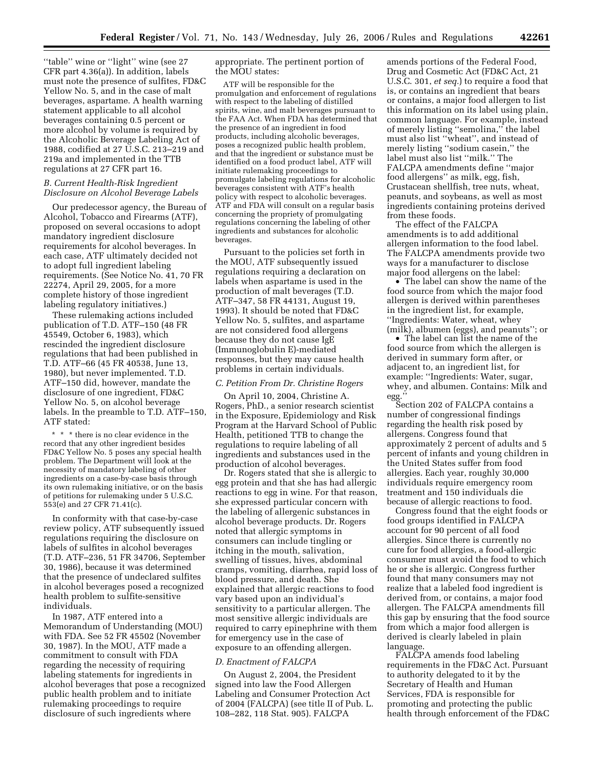''table'' wine or ''light'' wine (see 27 CFR part 4.36(a)). In addition, labels must note the presence of sulfites, FD&C Yellow No. 5, and in the case of malt beverages, aspartame. A health warning statement applicable to all alcohol beverages containing 0.5 percent or more alcohol by volume is required by the Alcoholic Beverage Labeling Act of 1988, codified at 27 U.S.C. 213–219 and 219a and implemented in the TTB regulations at 27 CFR part 16.

### *B. Current Health-Risk Ingredient Disclosure on Alcohol Beverage Labels*

Our predecessor agency, the Bureau of Alcohol, Tobacco and Firearms (ATF), proposed on several occasions to adopt mandatory ingredient disclosure requirements for alcohol beverages. In each case, ATF ultimately decided not to adopt full ingredient labeling requirements. (See Notice No. 41, 70 FR 22274, April 29, 2005, for a more complete history of those ingredient labeling regulatory initiatives.)

These rulemaking actions included publication of T.D. ATF–150 (48 FR 45549, October 6, 1983), which rescinded the ingredient disclosure regulations that had been published in T.D. ATF–66 (45 FR 40538, June 13, 1980), but never implemented. T.D. ATF–150 did, however, mandate the disclosure of one ingredient, FD&C Yellow No. 5, on alcohol beverage labels. In the preamble to T.D. ATF–150, ATF stated:

> * * * there is no clear evidence in the record that any other ingredient besides FD&C Yellow No. 5 poses any special health problem. The Department will look at the necessity of mandatory labeling of other ingredients on a case-by-case basis through its own rulemaking initiative, or on the basis of petitions for rulemaking under 5 U.S.C. 553(e) and 27 CFR 71.41(c).

In conformity with that case-by-case review policy, ATF subsequently issued regulations requiring the disclosure on labels of sulfites in alcohol beverages (T.D. ATF–236, 51 FR 34706, September 30, 1986), because it was determined that the presence of undeclared sulfites in alcohol beverages posed a recognized health problem to sulfite-sensitive individuals.

In 1987, ATF entered into a Memorandum of Understanding (MOU) with FDA. See 52 FR 45502 (November 30, 1987). In the MOU, ATF made a commitment to consult with FDA regarding the necessity of requiring labeling statements for ingredients in alcohol beverages that pose a recognized public health problem and to initiate rulemaking proceedings to require disclosure of such ingredients where appropriate. The pertinent portion of the MOU states:

> ATF will be responsible for the promulgation and enforcement of regulations with respect to the labeling of distilled spirits, wine, and malt beverages pursuant to the FAA Act. When FDA has determined that the presence of an ingredient in food products, including alcoholic beverages, poses a recognized public health problem, and that the ingredient or substance must be identified on a food product label, ATF will initiate rulemaking proceedings to promulgate labeling regulations for alcoholic beverages consistent with ATF's health policy with respect to alcoholic beverages. ATF and FDA will consult on a regular basis concerning the propriety of promulgating regulations concerning the labeling of other ingredients and substances for alcoholic beverages.

Pursuant to the policies set forth in the MOU, ATF subsequently issued regulations requiring a declaration on labels when aspartame is used in the production of malt beverages (T.D. ATF–347, 58 FR 44131, August 19, 1993). It should be noted that FD&C Yellow No. 5, sulfites, and aspartame are not considered food allergens because they do not cause IgE (Immunoglobulin E)-mediated responses, but they may cause health problems in certain individuals.

### *C. Petition From Dr. Christine Rogers*

On April 10, 2004, Christine A. Rogers, PhD., a senior research scientist in the Exposure, Epidemiology and Risk Program at the Harvard School of Public Health, petitioned TTB to change the regulations to require labeling of all ingredients and substances used in the production of alcohol beverages.

Dr. Rogers stated that she is allergic to egg protein and that she has had allergic reactions to egg in wine. For that reason, she expressed particular concern with the labeling of allergenic substances in alcohol beverage products. Dr. Rogers noted that allergic symptoms in consumers can include tingling or itching in the mouth, salivation, swelling of tissues, hives, abdominal cramps, vomiting, diarrhea, rapid loss of blood pressure, and death. She explained that allergic reactions to food vary based upon an individual's sensitivity to a particular allergen. The most sensitive allergic individuals are required to carry epinephrine with them for emergency use in the case of exposure to an offending allergen.

### *D. Enactment of FALCPA*

On August 2, 2004, the President signed into law the Food Allergen Labeling and Consumer Protection Act of 2004 (FALCPA) (see title II of Pub. L. 108–282, 118 Stat. 905). FALCPA amends portions of the Federal Food, Drug and Cosmetic Act (FD&C Act, 21 U.S.C. 301, *et seq.*) to require a food that is, or contains an ingredient that bears or contains, a major food allergen to list this information on its label using plain, common language. For example, instead of merely listing ''semolina,'' the label must also list ''wheat'', and instead of merely listing ''sodium casein,'' the label must also list ''milk.'' The FALCPA amendments define ''major food allergens'' as milk, egg, fish, Crustacean shellfish, tree nuts, wheat, peanuts, and soybeans, as well as most ingredients containing proteins derived from these foods.

The effect of the FALCPA amendments is to add additional allergen information to the food label. The FALCPA amendments provide two ways for a manufacturer to disclose major food allergens on the label:

- The label can show the name of the food source from which the major food allergen is derived within parentheses in the ingredient list, for example, ''Ingredients: Water, wheat, whey (milk), albumen (eggs), and peanuts''; or
- The label can list the name of the food source from which the allergen is derived in summary form after, or adjacent to, an ingredient list, for example: ''Ingredients: Water, sugar, whey, and albumen. Contains: Milk and egg.''

Section 202 of FALCPA contains a number of congressional findings regarding the health risk posed by allergens. Congress found that approximately 2 percent of adults and 5 percent of infants and young children in the United States suffer from food allergies. Each year, roughly 30,000 individuals require emergency room treatment and 150 individuals die because of allergic reactions to food.

Congress found that the eight foods or food groups identified in FALCPA account for 90 percent of all food allergies. Since there is currently no cure for food allergies, a food-allergic consumer must avoid the food to which he or she is allergic. Congress further found that many consumers may not realize that a labeled food ingredient is derived from, or contains, a major food allergen. The FALCPA amendments fill this gap by ensuring that the food source from which a major food allergen is derived is clearly labeled in plain language.

FALCPA amends food labeling requirements in the FD&C Act. Pursuant to authority delegated to it by the Secretary of Health and Human Services, FDA is responsible for promoting and protecting the public health through enforcement of the FD&C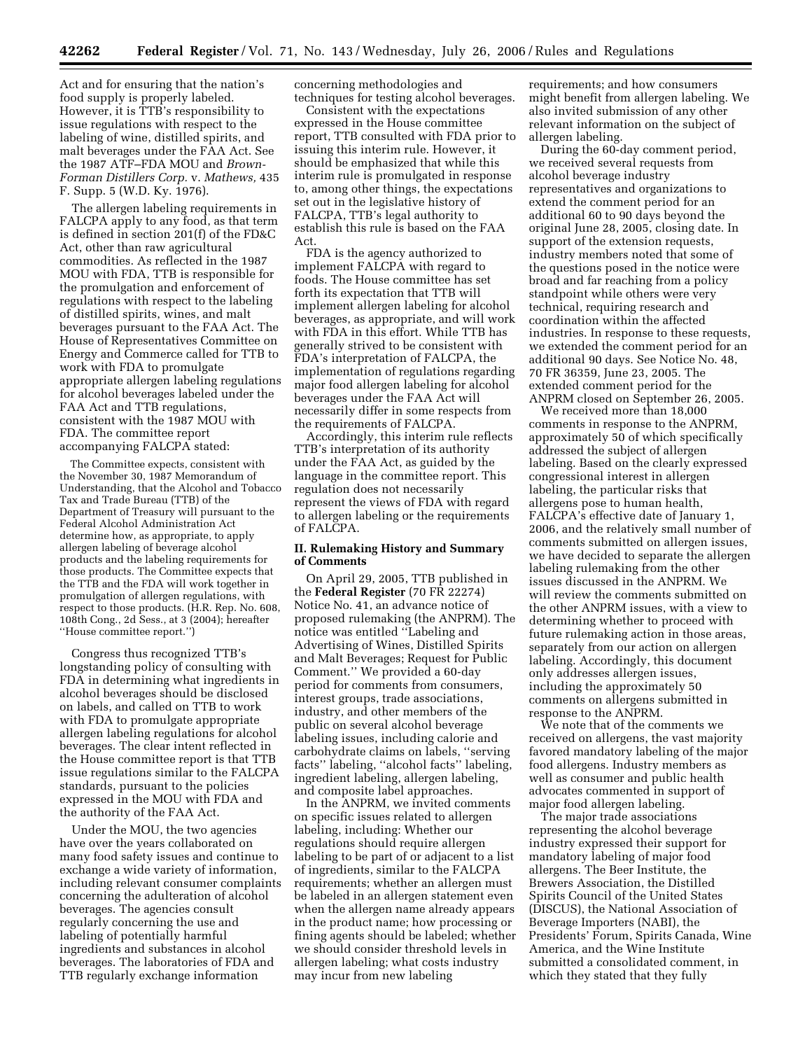Act and for ensuring that the nation's food supply is properly labeled. However, it is TTB's responsibility to issue regulations with respect to the labeling of wine, distilled spirits, and malt beverages under the FAA Act. See the 1987 ATF–FDA MOU and *Brown-Forman Distillers Corp.* v. *Mathews,* 435 F. Supp. 5 (W.D. Ky. 1976).

The allergen labeling requirements in FALCPA apply to any food, as that term is defined in section 201(f) of the FD&C Act, other than raw agricultural commodities. As reflected in the 1987 MOU with FDA, TTB is responsible for the promulgation and enforcement of regulations with respect to the labeling of distilled spirits, wines, and malt beverages pursuant to the FAA Act. The House of Representatives Committee on Energy and Commerce called for TTB to work with FDA to promulgate appropriate allergen labeling regulations for alcohol beverages labeled under the FAA Act and TTB regulations, consistent with the 1987 MOU with FDA. The committee report accompanying FALCPA stated:

> The Committee expects, consistent with the November 30, 1987 Memorandum of Understanding, that the Alcohol and Tobacco Tax and Trade Bureau (TTB) of the Department of Treasury will pursuant to the Federal Alcohol Administration Act determine how, as appropriate, to apply allergen labeling of beverage alcohol products and the labeling requirements for those products. The Committee expects that the TTB and the FDA will work together in promulgation of allergen regulations, with respect to those products. (H.R. Rep. No. 608, 108th Cong., 2d Sess., at 3 (2004); hereafter ''House committee report.'')

Congress thus recognized TTB's longstanding policy of consulting with FDA in determining what ingredients in alcohol beverages should be disclosed on labels, and called on TTB to work with FDA to promulgate appropriate allergen labeling regulations for alcohol beverages. The clear intent reflected in the House committee report is that TTB issue regulations similar to the FALCPA standards, pursuant to the policies expressed in the MOU with FDA and the authority of the FAA Act.

Under the MOU, the two agencies have over the years collaborated on many food safety issues and continue to exchange a wide variety of information, including relevant consumer complaints concerning the adulteration of alcohol beverages. The agencies consult regularly concerning the use and labeling of potentially harmful ingredients and substances in alcohol beverages. The laboratories of FDA and TTB regularly exchange information concerning methodologies and techniques for testing alcohol beverages.

Consistent with the expectations expressed in the House committee report, TTB consulted with FDA prior to issuing this interim rule. However, it should be emphasized that while this interim rule is promulgated in response to, among other things, the expectations set out in the legislative history of FALCPA, TTB's legal authority to establish this rule is based on the FAA Act.

FDA is the agency authorized to implement FALCPA with regard to foods. The House committee has set forth its expectation that TTB will implement allergen labeling for alcohol beverages, as appropriate, and will work with FDA in this effort. While TTB has generally strived to be consistent with FDA's interpretation of FALCPA, the implementation of regulations regarding major food allergen labeling for alcohol beverages under the FAA Act will necessarily differ in some respects from the requirements of FALCPA.

Accordingly, this interim rule reflects TTB's interpretation of its authority under the FAA Act, as guided by the language in the committee report. This regulation does not necessarily represent the views of FDA with regard to allergen labeling or the requirements of FALCPA.

## II. Rulemaking History and Summary of Comments

On April 29, 2005, TTB published in the **Federal Register** (70 FR 22274) Notice No. 41, an advance notice of proposed rulemaking (the ANPRM). The notice was entitled ''Labeling and Advertising of Wines, Distilled Spirits and Malt Beverages; Request for Public Comment.'' We provided a 60-day period for comments from consumers, interest groups, trade associations, industry, and other members of the public on several alcohol beverage labeling issues, including calorie and carbohydrate claims on labels, ''serving facts'' labeling, ''alcohol facts'' labeling, ingredient labeling, allergen labeling, and composite label approaches.

In the ANPRM, we invited comments on specific issues related to allergen labeling, including: Whether our regulations should require allergen labeling to be part of or adjacent to a list of ingredients, similar to the FALCPA requirements; whether an allergen must be labeled in an allergen statement even when the allergen name already appears in the product name; how processing or fining agents should be labeled; whether we should consider threshold levels in allergen labeling; what costs industry may incur from new labeling requirements; and how consumers might benefit from allergen labeling. We also invited submission of any other relevant information on the subject of allergen labeling.

During the 60-day comment period, we received several requests from alcohol beverage industry representatives and organizations to extend the comment period for an additional 60 to 90 days beyond the original June 28, 2005, closing date. In support of the extension requests, industry members noted that some of the questions posed in the notice were broad and far reaching from a policy standpoint while others were very technical, requiring research and coordination within the affected industries. In response to these requests, we extended the comment period for an additional 90 days. See Notice No. 48, 70 FR 36359, June 23, 2005. The extended comment period for the ANPRM closed on September 26, 2005.

We received more than 18,000 comments in response to the ANPRM, approximately 50 of which specifically addressed the subject of allergen labeling. Based on the clearly expressed congressional interest in allergen labeling, the particular risks that allergens pose to human health, FALCPA's effective date of January 1, 2006, and the relatively small number of comments submitted on allergen issues, we have decided to separate the allergen labeling rulemaking from the other issues discussed in the ANPRM. We will review the comments submitted on the other ANPRM issues, with a view to determining whether to proceed with future rulemaking action in those areas, separately from our action on allergen labeling. Accordingly, this document only addresses allergen issues, including the approximately 50 comments on allergens submitted in response to the ANPRM.

We note that of the comments we received on allergens, the vast majority favored mandatory labeling of the major food allergens. Industry members as well as consumer and public health advocates commented in support of major food allergen labeling.

The major trade associations representing the alcohol beverage industry expressed their support for mandatory labeling of major food allergens. The Beer Institute, the Brewers Association, the Distilled Spirits Council of the United States (DISCUS), the National Association of Beverage Importers (NABI), the Presidents' Forum, Spirits Canada, Wine America, and the Wine Institute submitted a consolidated comment, in which they stated that they fully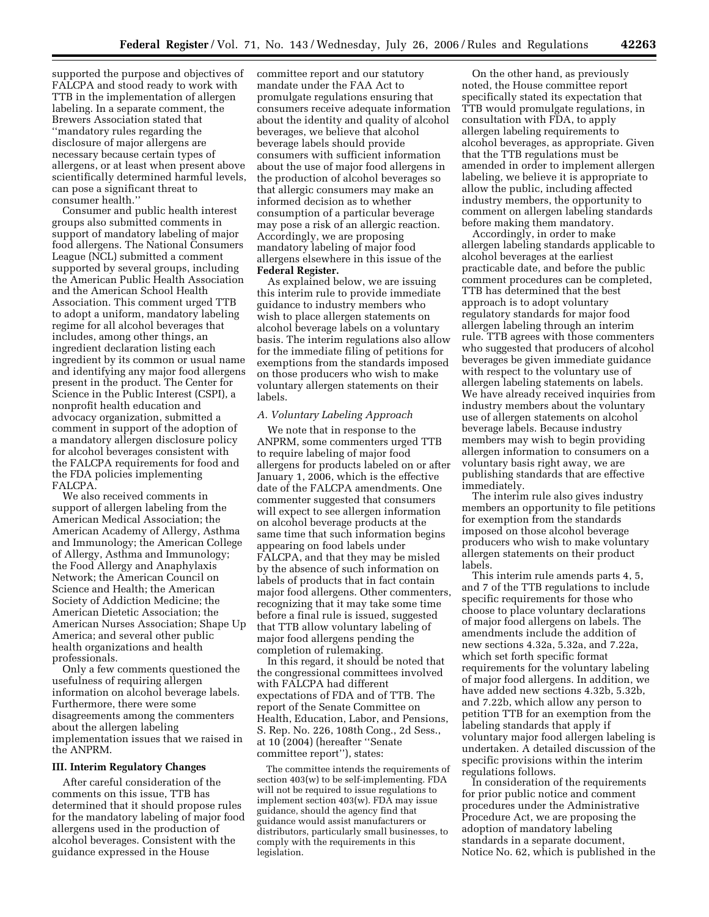supported the purpose and objectives of FALCPA and stood ready to work with TTB in the implementation of allergen labeling. In a separate comment, the Brewers Association stated that ''mandatory rules regarding the disclosure of major allergens are necessary because certain types of allergens, or at least when present above scientifically determined harmful levels, can pose a significant threat to consumer health.''

Consumer and public health interest groups also submitted comments in support of mandatory labeling of major food allergens. The National Consumers League (NCL) submitted a comment supported by several groups, including the American Public Health Association and the American School Health Association. This comment urged TTB to adopt a uniform, mandatory labeling regime for all alcohol beverages that includes, among other things, an ingredient declaration listing each ingredient by its common or usual name and identifying any major food allergens present in the product. The Center for Science in the Public Interest (CSPI), a nonprofit health education and advocacy organization, submitted a comment in support of the adoption of a mandatory allergen disclosure policy for alcohol beverages consistent with the FALCPA requirements for food and the FDA policies implementing FALCPA.

We also received comments in support of allergen labeling from the American Medical Association; the American Academy of Allergy, Asthma and Immunology; the American College of Allergy, Asthma and Immunology; the Food Allergy and Anaphylaxis Network; the American Council on Science and Health; the American Society of Addiction Medicine; the American Dietetic Association; the American Nurses Association; Shape Up America; and several other public health organizations and health professionals.

Only a few comments questioned the usefulness of requiring allergen information on alcohol beverage labels. Furthermore, there were some disagreements among the commenters about the allergen labeling implementation issues that we raised in the ANPRM.

### III. Interim Regulatory Changes

After careful consideration of the comments on this issue, TTB has determined that it should propose rules for the mandatory labeling of major food allergens used in the production of alcohol beverages. Consistent with the guidance expressed in the House committee report and our statutory mandate under the FAA Act to promulgate regulations ensuring that consumers receive adequate information about the identity and quality of alcohol beverages, we believe that alcohol beverage labels should provide consumers with sufficient information about the use of major food allergens in the production of alcohol beverages so that allergic consumers may make an informed decision as to whether consumption of a particular beverage may pose a risk of an allergic reaction. Accordingly, we are proposing mandatory labeling of major food allergens elsewhere in this issue of the **Federal Register.**

As explained below, we are issuing this interim rule to provide immediate guidance to industry members who wish to place allergen statements on alcohol beverage labels on a voluntary basis. The interim regulations also allow for the immediate filing of petitions for exemptions from the standards imposed on those producers who wish to make voluntary allergen statements on their labels.

#### *A. Voluntary Labeling Approach*

We note that in response to the ANPRM, some commenters urged TTB to require labeling of major food allergens for products labeled on or after January 1, 2006, which is the effective date of the FALCPA amendments. One commenter suggested that consumers will expect to see allergen information on alcohol beverage products at the same time that such information begins appearing on food labels under FALCPA, and that they may be misled by the absence of such information on labels of products that in fact contain major food allergens. Other commenters, recognizing that it may take some time before a final rule is issued, suggested that TTB allow voluntary labeling of major food allergens pending the completion of rulemaking.

In this regard, it should be noted that the congressional committees involved with FALCPA had different expectations of FDA and of TTB. The report of the Senate Committee on Health, Education, Labor, and Pensions, S. Rep. No. 226, 108th Cong., 2d Sess., at 10 (2004) (hereafter ''Senate committee report''), states:

> The committee intends the requirements of section 403(w) to be self-implementing. FDA will not be required to issue regulations to implement section 403(w). FDA may issue guidance, should the agency find that guidance would assist manufacturers or distributors, particularly small businesses, to comply with the requirements in this legislation.

On the other hand, as previously noted, the House committee report specifically stated its expectation that TTB would promulgate regulations, in consultation with FDA, to apply allergen labeling requirements to alcohol beverages, as appropriate. Given that the TTB regulations must be amended in order to implement allergen labeling, we believe it is appropriate to allow the public, including affected industry members, the opportunity to comment on allergen labeling standards before making them mandatory.

Accordingly, in order to make allergen labeling standards applicable to alcohol beverages at the earliest practicable date, and before the public comment procedures can be completed, TTB has determined that the best approach is to adopt voluntary regulatory standards for major food allergen labeling through an interim rule. TTB agrees with those commenters who suggested that producers of alcohol beverages be given immediate guidance with respect to the voluntary use of allergen labeling statements on labels. We have already received inquiries from industry members about the voluntary use of allergen statements on alcohol beverage labels. Because industry members may wish to begin providing allergen information to consumers on a voluntary basis right away, we are publishing standards that are effective immediately.

The interim rule also gives industry members an opportunity to file petitions for exemption from the standards imposed on those alcohol beverage producers who wish to make voluntary allergen statements on their product labels.

This interim rule amends parts 4, 5, and 7 of the TTB regulations to include specific requirements for those who choose to place voluntary declarations of major food allergens on labels. The amendments include the addition of new sections 4.32a, 5.32a, and 7.22a, which set forth specific format requirements for the voluntary labeling of major food allergens. In addition, we have added new sections 4.32b, 5.32b, and 7.22b, which allow any person to petition TTB for an exemption from the labeling standards that apply if voluntary major food allergen labeling is undertaken. A detailed discussion of the specific provisions within the interim regulations follows.

In consideration of the requirements for prior public notice and comment procedures under the Administrative Procedure Act, we are proposing the adoption of mandatory labeling standards in a separate document, Notice No. 62, which is published in the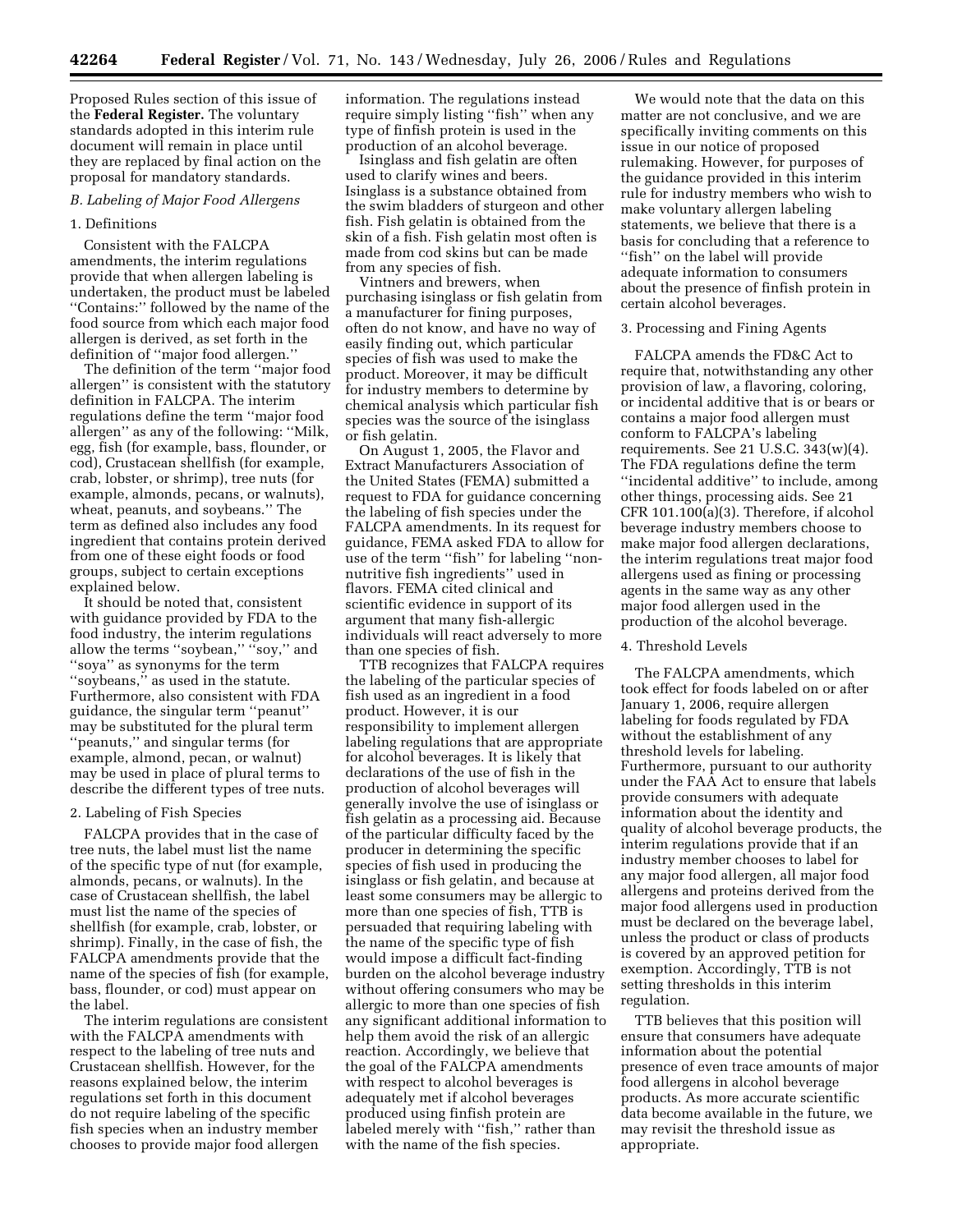Proposed Rules section of this issue of the **Federal Register.** The voluntary standards adopted in this interim rule document will remain in place until they are replaced by final action on the proposal for mandatory standards.

### *B. Labeling of Major Food Allergens*

#### 1. Definitions

Consistent with the FALCPA amendments, the interim regulations provide that when allergen labeling is undertaken, the product must be labeled ''Contains:'' followed by the name of the food source from which each major food allergen is derived, as set forth in the definition of ''major food allergen.''

The definition of the term ''major food allergen'' is consistent with the statutory definition in FALCPA. The interim regulations define the term ''major food allergen'' as any of the following: ''Milk, egg, fish (for example, bass, flounder, or cod), Crustacean shellfish (for example, crab, lobster, or shrimp), tree nuts (for example, almonds, pecans, or walnuts), wheat, peanuts, and soybeans.'' The term as defined also includes any food ingredient that contains protein derived from one of these eight foods or food groups, subject to certain exceptions explained below.

It should be noted that, consistent with guidance provided by FDA to the food industry, the interim regulations allow the terms ''soybean,'' ''soy,'' and ''soya'' as synonyms for the term ''soybeans,'' as used in the statute. Furthermore, also consistent with FDA guidance, the singular term ''peanut'' may be substituted for the plural term ''peanuts,'' and singular terms (for example, almond, pecan, or walnut) may be used in place of plural terms to describe the different types of tree nuts.

#### 2. Labeling of Fish Species

FALCPA provides that in the case of tree nuts, the label must list the name of the specific type of nut (for example, almonds, pecans, or walnuts). In the case of Crustacean shellfish, the label must list the name of the species of shellfish (for example, crab, lobster, or shrimp). Finally, in the case of fish, the FALCPA amendments provide that the name of the species of fish (for example, bass, flounder, or cod) must appear on the label.

The interim regulations are consistent with the FALCPA amendments with respect to the labeling of tree nuts and Crustacean shellfish. However, for the reasons explained below, the interim regulations set forth in this document do not require labeling of the specific fish species when an industry member chooses to provide major food allergen information. The regulations instead require simply listing ''fish'' when any type of finfish protein is used in the production of an alcohol beverage.

Isinglass and fish gelatin are often used to clarify wines and beers. Isinglass is a substance obtained from the swim bladders of sturgeon and other fish. Fish gelatin is obtained from the skin of a fish. Fish gelatin most often is made from cod skins but can be made from any species of fish.

Vintners and brewers, when purchasing isinglass or fish gelatin from a manufacturer for fining purposes, often do not know, and have no way of easily finding out, which particular species of fish was used to make the product. Moreover, it may be difficult for industry members to determine by chemical analysis which particular fish species was the source of the isinglass or fish gelatin.

On August 1, 2005, the Flavor and Extract Manufacturers Association of the United States (FEMA) submitted a request to FDA for guidance concerning the labeling of fish species under the FALCPA amendments. In its request for guidance, FEMA asked FDA to allow for use of the term ''fish'' for labeling ''non-nutritive fish ingredients'' used in flavors. FEMA cited clinical and scientific evidence in support of its argument that many fish-allergic individuals will react adversely to more than one species of fish.

TTB recognizes that FALCPA requires the labeling of the particular species of fish used as an ingredient in a food product. However, it is our responsibility to implement allergen labeling regulations that are appropriate for alcohol beverages. It is likely that declarations of the use of fish in the production of alcohol beverages will generally involve the use of isinglass or fish gelatin as a processing aid. Because of the particular difficulty faced by the producer in determining the specific species of fish used in producing the isinglass or fish gelatin, and because at least some consumers may be allergic to more than one species of fish, TTB is persuaded that requiring labeling with the name of the specific type of fish would impose a difficult fact-finding burden on the alcohol beverage industry without offering consumers who may be allergic to more than one species of fish any significant additional information to help them avoid the risk of an allergic reaction. Accordingly, we believe that the goal of the FALCPA amendments with respect to alcohol beverages is adequately met if alcohol beverages produced using finfish protein are labeled merely with ''fish,'' rather than with the name of the fish species.

We would note that the data on this matter are not conclusive, and we are specifically inviting comments on this issue in our notice of proposed rulemaking. However, for purposes of the guidance provided in this interim rule for industry members who wish to make voluntary allergen labeling statements, we believe that there is a basis for concluding that a reference to ''fish'' on the label will provide adequate information to consumers about the presence of finfish protein in certain alcohol beverages.

#### 3. Processing and Fining Agents

FALCPA amends the FD&C Act to require that, notwithstanding any other provision of law, a flavoring, coloring, or incidental additive that is or bears or contains a major food allergen must conform to FALCPA's labeling requirements. See 21 U.S.C. 343(w)(4). The FDA regulations define the term ''incidental additive'' to include, among other things, processing aids. See 21 CFR 101.100(a)(3). Therefore, if alcohol beverage industry members choose to make major food allergen declarations, the interim regulations treat major food allergens used as fining or processing agents in the same way as any other major food allergen used in the production of the alcohol beverage.

#### 4. Threshold Levels

The FALCPA amendments, which took effect for foods labeled on or after January 1, 2006, require allergen labeling for foods regulated by FDA without the establishment of any threshold levels for labeling. Furthermore, pursuant to our authority under the FAA Act to ensure that labels provide consumers with adequate information about the identity and quality of alcohol beverage products, the interim regulations provide that if an industry member chooses to label for any major food allergen, all major food allergens and proteins derived from the major food allergens used in production must be declared on the beverage label, unless the product or class of products is covered by an approved petition for exemption. Accordingly, TTB is not setting thresholds in this interim regulation.

TTB believes that this position will ensure that consumers have adequate information about the potential presence of even trace amounts of major food allergens in alcohol beverage products. As more accurate scientific data become available in the future, we may revisit the threshold issue as appropriate.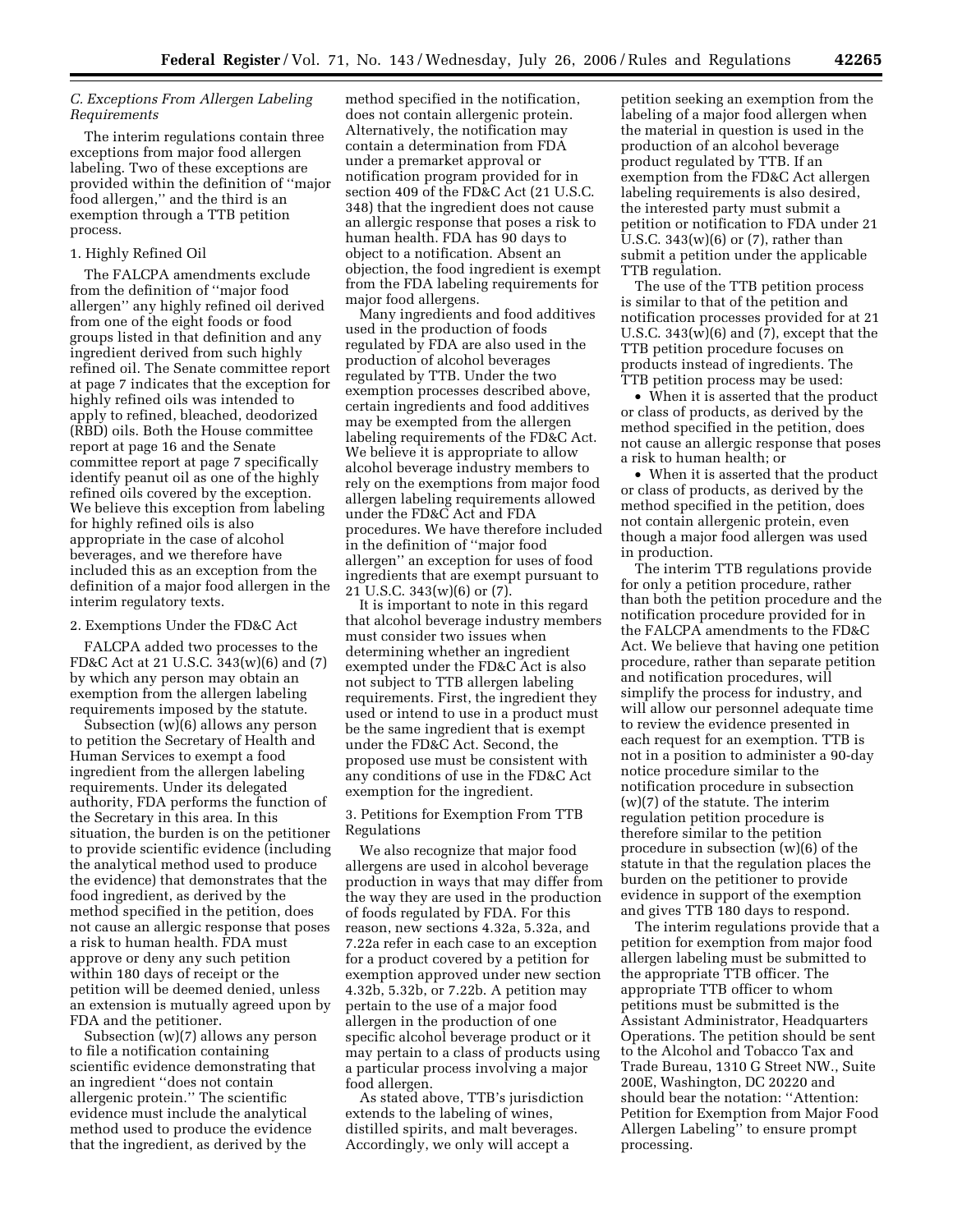### C. Exceptions From Allergen Labeling Requirements

The interim regulations contain three exceptions from major food allergen labeling. Two of these exceptions are provided within the definition of ''major food allergen,'' and the third is an exemption through a TTB petition process.

#### 1. Highly Refined Oil

The FALCPA amendments exclude from the definition of ''major food allergen'' any highly refined oil derived from one of the eight foods or food groups listed in that definition and any ingredient derived from such highly refined oil. The Senate committee report at page 7 indicates that the exception for highly refined oils was intended to apply to refined, bleached, deodorized (RBD) oils. Both the House committee report at page 16 and the Senate committee report at page 7 specifically identify peanut oil as one of the highly refined oils covered by the exception. We believe this exception from labeling for highly refined oils is also appropriate in the case of alcohol beverages, and we therefore have included this as an exception from the definition of a major food allergen in the interim regulatory texts.

#### 2. Exemptions Under the FD&C Act

FALCPA added two processes to the FD&C Act at 21 U.S.C. 343(w)(6) and (7) by which any person may obtain an exemption from the allergen labeling requirements imposed by the statute.

Subsection (w)(6) allows any person to petition the Secretary of Health and Human Services to exempt a food ingredient from the allergen labeling requirements. Under its delegated authority, FDA performs the function of the Secretary in this area. In this situation, the burden is on the petitioner to provide scientific evidence (including the analytical method used to produce the evidence) that demonstrates that the food ingredient, as derived by the method specified in the petition, does not cause an allergic response that poses a risk to human health. FDA must approve or deny any such petition within 180 days of receipt or the petition will be deemed denied, unless an extension is mutually agreed upon by FDA and the petitioner.

Subsection (w)(7) allows any person to file a notification containing scientific evidence demonstrating that an ingredient ''does not contain allergenic protein.'' The scientific evidence must include the analytical method used to produce the evidence that the ingredient, as derived by the method specified in the notification, does not contain allergenic protein. Alternatively, the notification may contain a determination from FDA under a premarket approval or notification program provided for in section 409 of the FD&C Act (21 U.S.C. 348) that the ingredient does not cause an allergic response that poses a risk to human health. FDA has 90 days to object to a notification. Absent an objection, the food ingredient is exempt from the FDA labeling requirements for major food allergens.

Many ingredients and food additives used in the production of foods regulated by FDA are also used in the production of alcohol beverages regulated by TTB. Under the two exemption processes described above, certain ingredients and food additives may be exempted from the allergen labeling requirements of the FD&C Act. We believe it is appropriate to allow alcohol beverage industry members to rely on the exemptions from major food allergen labeling requirements allowed under the FD&C Act and FDA procedures. We have therefore included in the definition of ''major food allergen'' an exception for uses of food ingredients that are exempt pursuant to 21 U.S.C. 343(w)(6) or (7).

It is important to note in this regard that alcohol beverage industry members must consider two issues when determining whether an ingredient exempted under the FD&C Act is also not subject to TTB allergen labeling requirements. First, the ingredient they used or intend to use in a product must be the same ingredient that is exempt under the FD&C Act. Second, the proposed use must be consistent with any conditions of use in the FD&C Act exemption for the ingredient.

#### 3. Petitions for Exemption From TTB Regulations

We also recognize that major food allergens are used in alcohol beverage production in ways that may differ from the way they are used in the production of foods regulated by FDA. For this reason, new sections 4.32a, 5.32a, and 7.22a refer in each case to an exception for a product covered by a petition for exemption approved under new section 4.32b, 5.32b, or 7.22b. A petition may pertain to the use of a major food allergen in the production of one specific alcohol beverage product or it may pertain to a class of products using a particular process involving a major food allergen.

As stated above, TTB's jurisdiction extends to the labeling of wines, distilled spirits, and malt beverages. Accordingly, we only will accept a petition seeking an exemption from the labeling of a major food allergen when the material in question is used in the production of an alcohol beverage product regulated by TTB. If an exemption from the FD&C Act allergen labeling requirements is also desired, the interested party must submit a petition or notification to FDA under 21 U.S.C. 343(w)(6) or (7), rather than submit a petition under the applicable TTB regulation.

The use of the TTB petition process is similar to that of the petition and notification processes provided for at 21 U.S.C. 343(w)(6) and (7), except that the TTB petition procedure focuses on products instead of ingredients. The TTB petition process may be used:

- When it is asserted that the product or class of products, as derived by the method specified in the petition, does not cause an allergic response that poses a risk to human health; or
- When it is asserted that the product or class of products, as derived by the method specified in the petition, does not contain allergenic protein, even though a major food allergen was used in production.

The interim TTB regulations provide for only a petition procedure, rather than both the petition procedure and the notification procedure provided for in the FALCPA amendments to the FD&C Act. We believe that having one petition procedure, rather than separate petition and notification procedures, will simplify the process for industry, and will allow our personnel adequate time to review the evidence presented in each request for an exemption. TTB is not in a position to administer a 90-day notice procedure similar to the notification procedure in subsection (w)(7) of the statute. The interim regulation petition procedure is therefore similar to the petition procedure in subsection (w)(6) of the statute in that the regulation places the burden on the petitioner to provide evidence in support of the exemption and gives TTB 180 days to respond.

The interim regulations provide that a petition for exemption from major food allergen labeling must be submitted to the appropriate TTB officer. The appropriate TTB officer to whom petitions must be submitted is the Assistant Administrator, Headquarters Operations. The petition should be sent to the Alcohol and Tobacco Tax and Trade Bureau, 1310 G Street NW., Suite 200E, Washington, DC 20220 and should bear the notation: ''Attention: Petition for Exemption from Major Food Allergen Labeling'' to ensure prompt processing.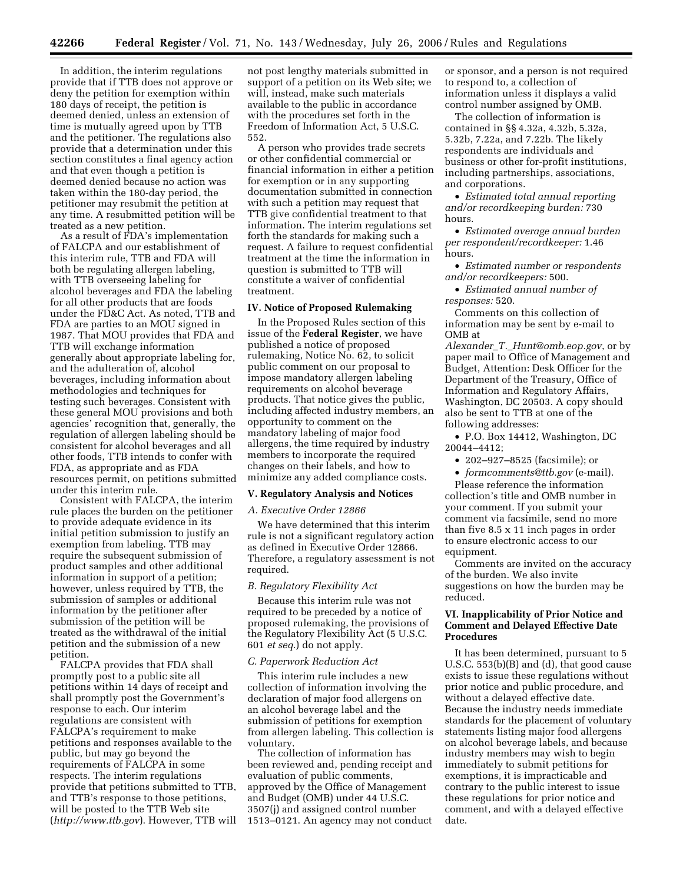In addition, the interim regulations provide that if TTB does not approve or deny the petition for exemption within 180 days of receipt, the petition is deemed denied, unless an extension of time is mutually agreed upon by TTB and the petitioner. The regulations also provide that a determination under this section constitutes a final agency action and that even though a petition is deemed denied because no action was taken within the 180-day period, the petitioner may resubmit the petition at any time. A resubmitted petition will be treated as a new petition.

As a result of FDA's implementation of FALCPA and our establishment of this interim rule, TTB and FDA will both be regulating allergen labeling, with TTB overseeing labeling for alcohol beverages and FDA the labeling for all other products that are foods under the FD&C Act. As noted, TTB and FDA are parties to an MOU signed in 1987. That MOU provides that FDA and TTB will exchange information generally about appropriate labeling for, and the adulteration of, alcohol beverages, including information about methodologies and techniques for testing such beverages. Consistent with these general MOU provisions and both agencies' recognition that, generally, the regulation of allergen labeling should be consistent for alcohol beverages and all other foods, TTB intends to confer with FDA, as appropriate and as FDA resources permit, on petitions submitted under this interim rule.

Consistent with FALCPA, the interim rule places the burden on the petitioner to provide adequate evidence in its initial petition submission to justify an exemption from labeling. TTB may require the subsequent submission of product samples and other additional information in support of a petition; however, unless required by TTB, the submission of samples or additional information by the petitioner after submission of the petition will be treated as the withdrawal of the initial petition and the submission of a new petition.

FALCPA provides that FDA shall promptly post to a public site all petitions within 14 days of receipt and shall promptly post the Government's response to each. Our interim regulations are consistent with FALCPA's requirement to make petitions and responses available to the public, but may go beyond the requirements of FALCPA in some respects. The interim regulations provide that petitions submitted to TTB, and TTB's response to those petitions, will be posted to the TTB Web site (*http://www.ttb.gov*). However, TTB will not post lengthy materials submitted in support of a petition on its Web site; we will, instead, make such materials available to the public in accordance with the procedures set forth in the Freedom of Information Act, 5 U.S.C. 552.

A person who provides trade secrets or other confidential commercial or financial information in either a petition for exemption or in any supporting documentation submitted in connection with such a petition may request that TTB give confidential treatment to that information. The interim regulations set forth the standards for making such a request. A failure to request confidential treatment at the time the information in question is submitted to TTB will constitute a waiver of confidential treatment.

## IV. Notice of Proposed Rulemaking

In the Proposed Rules section of this issue of the **Federal Register**, we have published a notice of proposed rulemaking, Notice No. 62, to solicit public comment on our proposal to impose mandatory allergen labeling requirements on alcohol beverage products. That notice gives the public, including affected industry members, an opportunity to comment on the mandatory labeling of major food allergens, the time required by industry members to incorporate the required changes on their labels, and how to minimize any added compliance costs.

## V. Regulatory Analysis and Notices

### *A. Executive Order 12866*

We have determined that this interim rule is not a significant regulatory action as defined in Executive Order 12866. Therefore, a regulatory assessment is not required.

### *B. Regulatory Flexibility Act*

Because this interim rule was not required to be preceded by a notice of proposed rulemaking, the provisions of the Regulatory Flexibility Act (5 U.S.C. 601 *et seq.*) do not apply.

### *C. Paperwork Reduction Act*

This interim rule includes a new collection of information involving the declaration of major food allergens on an alcohol beverage label and the submission of petitions for exemption from allergen labeling. This collection is voluntary.

The collection of information has been reviewed and, pending receipt and evaluation of public comments, approved by the Office of Management and Budget (OMB) under 44 U.S.C. 3507(j) and assigned control number 1513–0121. An agency may not conduct or sponsor, and a person is not required to respond to, a collection of information unless it displays a valid control number assigned by OMB.

The collection of information is contained in §§ 4.32a, 4.32b, 5.32a, 5.32b, 7.22a, and 7.22b. The likely respondents are individuals and business or other for-profit institutions, including partnerships, associations, and corporations.

- *Estimated total annual reporting and/or recordkeeping burden:* 730 hours.
- *Estimated average annual burden per respondent/recordkeeper:* 1.46 hours.
- *Estimated number or respondents and/or recordkeepers:* 500.
- *Estimated annual number of responses:* 520.

Comments on this collection of information may be sent by e-mail to OMB at *Alexander_T._Hunt@omb.eop.gov,* or by paper mail to Office of Management and Budget, Attention: Desk Officer for the Department of the Treasury, Office of Information and Regulatory Affairs, Washington, DC 20503. A copy should also be sent to TTB at one of the following addresses:

- P.O. Box 14412, Washington, DC 20044–4412;
- 202–927–8525 (facsimile); or
- *formcomments@ttb.gov* (e-mail).

Please reference the information collection's title and OMB number in your comment. If you submit your comment via facsimile, send no more than five 8.5 x 11 inch pages in order to ensure electronic access to our equipment.

Comments are invited on the accuracy of the burden. We also invite suggestions on how the burden may be reduced.

## VI. Inapplicability of Prior Notice and Comment and Delayed Effective Date Procedures

It has been determined, pursuant to 5 U.S.C. 553(b)(B) and (d), that good cause exists to issue these regulations without prior notice and public procedure, and without a delayed effective date. Because the industry needs immediate standards for the placement of voluntary statements listing major food allergens on alcohol beverage labels, and because industry members may wish to begin immediately to submit petitions for exemptions, it is impracticable and contrary to the public interest to issue these regulations for prior notice and comment, and with a delayed effective date.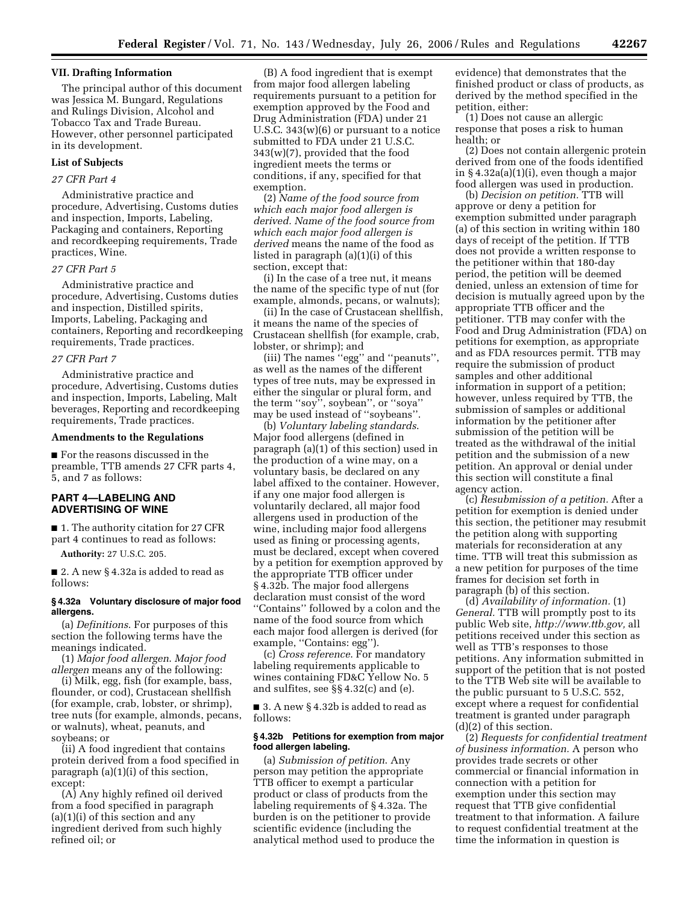## VII. Drafting Information

The principal author of this document was Jessica M. Bungard, Regulations and Rulings Division, Alcohol and Tobacco Tax and Trade Bureau. However, other personnel participated in its development.

### List of Subjects

*27 CFR Part 4*

Administrative practice and procedure, Advertising, Customs duties and inspection, Imports, Labeling, Packaging and containers, Reporting and recordkeeping requirements, Trade practices, Wine.

*27 CFR Part 5*

Administrative practice and procedure, Advertising, Customs duties and inspection, Distilled spirits, Imports, Labeling, Packaging and containers, Reporting and recordkeeping requirements, Trade practices.

*27 CFR Part 7*

Administrative practice and procedure, Advertising, Customs duties and inspection, Imports, Labeling, Malt beverages, Reporting and recordkeeping requirements, Trade practices.

### Amendments to the Regulations

■ For the reasons discussed in the preamble, TTB amends 27 CFR parts 4, 5, and 7 as follows:

## PART 4—LABELING AND ADVERTISING OF WINE

■ 1. The authority citation for 27 CFR part 4 continues to read as follows:

**Authority:** 27 U.S.C. 205.

■ 2. A new § 4.32a is added to read as follows:

#### § 4.32a Voluntary disclosure of major food allergens.

(a) *Definitions*. For purposes of this section the following terms have the meanings indicated.

(1) *Major food allergen*. *Major food allergen* means any of the following:

(i) Milk, egg, fish (for example, bass, flounder, or cod), Crustacean shellfish (for example, crab, lobster, or shrimp), tree nuts (for example, almonds, pecans, or walnuts), wheat, peanuts, and soybeans; or

(ii) A food ingredient that contains protein derived from a food specified in paragraph (a)(1)(i) of this section, except:

(A) Any highly refined oil derived from a food specified in paragraph (a)(1)(i) of this section and any ingredient derived from such highly refined oil; or

(B) A food ingredient that is exempt from major food allergen labeling requirements pursuant to a petition for exemption approved by the Food and Drug Administration (FDA) under 21 U.S.C. 343(w)(6) or pursuant to a notice submitted to FDA under 21 U.S.C. 343(w)(7), provided that the food ingredient meets the terms or conditions, if any, specified for that exemption.

(2) *Name of the food source from which each major food allergen is derived. Name of the food source from which each major food allergen is derived* means the name of the food as listed in paragraph (a)(1)(i) of this section, except that:

(i) In the case of a tree nut, it means the name of the specific type of nut (for example, almonds, pecans, or walnuts);

(ii) In the case of Crustacean shellfish, it means the name of the species of Crustacean shellfish (for example, crab, lobster, or shrimp); and

(iii) The names "egg" and "peanuts", as well as the names of the different types of tree nuts, may be expressed in either the singular or plural form, and the term "soy", soybean", or "soya" may be used instead of "soybeans".

(b) *Voluntary labeling standards*. Major food allergens (defined in paragraph (a)(1) of this section) used in the production of a wine may, on a voluntary basis, be declared on any label affixed to the container. However, if any one major food allergen is voluntarily declared, all major food allergens used in production of the wine, including major food allergens used as fining or processing agents, must be declared, except when covered by a petition for exemption approved by the appropriate TTB officer under § 4.32b. The major food allergens declaration must consist of the word "Contains" followed by a colon and the name of the food source from which each major food allergen is derived (for example, "Contains: egg").

(c) *Cross reference*. For mandatory labeling requirements applicable to wines containing FD&C Yellow No. 5 and sulfites, see §§ 4.32(c) and (e).

■ 3. A new § 4.32b is added to read as follows:

#### § 4.32b Petitions for exemption from major food allergen labeling.

(a) *Submission of petition*. Any person may petition the appropriate TTB officer to exempt a particular product or class of products from the labeling requirements of § 4.32a. The burden is on the petitioner to provide scientific evidence (including the analytical method used to produce the evidence) that demonstrates that the finished product or class of products, as derived by the method specified in the petition, either:

(1) Does not cause an allergic response that poses a risk to human health; or

(2) Does not contain allergenic protein derived from one of the foods identified in § 4.32a(a)(1)(i), even though a major food allergen was used in production.

(b) *Decision on petition.* TTB will approve or deny a petition for exemption submitted under paragraph (a) of this section in writing within 180 days of receipt of the petition. If TTB does not provide a written response to the petitioner within that 180-day period, the petition will be deemed denied, unless an extension of time for decision is mutually agreed upon by the appropriate TTB officer and the petitioner. TTB may confer with the Food and Drug Administration (FDA) on petitions for exemption, as appropriate and as FDA resources permit. TTB may require the submission of product samples and other additional information in support of a petition; however, unless required by TTB, the submission of samples or additional information by the petitioner after submission of the petition will be treated as the withdrawal of the initial petition and the submission of a new petition. An approval or denial under this section will constitute a final agency action.

(c) *Resubmission of a petition.* After a petition for exemption is denied under this section, the petitioner may resubmit the petition along with supporting materials for reconsideration at any time. TTB will treat this submission as a new petition for purposes of the time frames for decision set forth in paragraph (b) of this section.

(d) *Availability of information.* (1) *General.* TTB will promptly post to its public Web site, *http://www.ttb.gov,* all petitions received under this section as well as TTB's responses to those petitions. Any information submitted in support of the petition that is not posted to the TTB Web site will be available to the public pursuant to 5 U.S.C. 552, except where a request for confidential treatment is granted under paragraph (d)(2) of this section.

(2) *Requests for confidential treatment of business information.* A person who provides trade secrets or other commercial or financial information in connection with a petition for exemption under this section may request that TTB give confidential treatment to that information. A failure to request confidential treatment at the time the information in question is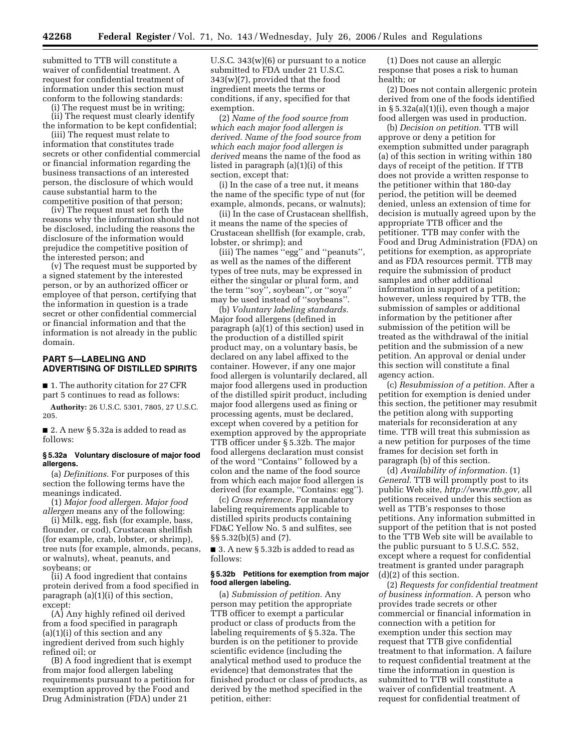submitted to TTB will constitute a waiver of confidential treatment. A request for confidential treatment of information under this section must conform to the following standards:

(i) The request must be in writing;

(ii) The request must clearly identify the information to be kept confidential;

(iii) The request must relate to information that constitutes trade secrets or other confidential commercial or financial information regarding the business transactions of an interested person, the disclosure of which would cause substantial harm to the competitive position of that person;

(iv) The request must set forth the reasons why the information should not be disclosed, including the reasons the disclosure of the information would prejudice the competitive position of the interested person; and

(v) The request must be supported by a signed statement by the interested person, or by an authorized officer or employee of that person, certifying that the information in question is a trade secret or other confidential commercial or financial information and that the information is not already in the public domain.

## PART 5—LABELING AND ADVERTISING OF DISTILLED SPIRITS

■ 1. The authority citation for 27 CFR part 5 continues to read as follows:

**Authority:** 26 U.S.C. 5301, 7805, 27 U.S.C. 205.

■ 2. A new § 5.32a is added to read as follows:

### § 5.32a Voluntary disclosure of major food allergens.

(a) *Definitions.* For purposes of this section the following terms have the meanings indicated.

(1) *Major food allergen. Major food allergen* means any of the following:

(i) Milk, egg, fish (for example, bass, flounder, or cod), Crustacean shellfish (for example, crab, lobster, or shrimp), tree nuts (for example, almonds, pecans, or walnuts), wheat, peanuts, and soybeans; or

(ii) A food ingredient that contains protein derived from a food specified in paragraph (a)(1)(i) of this section, except:

(A) Any highly refined oil derived from a food specified in paragraph (a)(1)(i) of this section and any ingredient derived from such highly refined oil; or

(B) A food ingredient that is exempt from major food allergen labeling requirements pursuant to a petition for exemption approved by the Food and Drug Administration (FDA) under 21 U.S.C. 343(w)(6) or pursuant to a notice submitted to FDA under 21 U.S.C. 343(w)(7), provided that the food ingredient meets the terms or conditions, if any, specified for that exemption.

(2) *Name of the food source from which each major food allergen is derived. Name of the food source from which each major food allergen is derived* means the name of the food as listed in paragraph (a)(1)(i) of this section, except that:

(i) In the case of a tree nut, it means the name of the specific type of nut (for example, almonds, pecans, or walnuts);

(ii) In the case of Crustacean shellfish, it means the name of the species of Crustacean shellfish (for example, crab, lobster, or shrimp); and

(iii) The names "egg" and "peanuts", as well as the names of the different types of tree nuts, may be expressed in either the singular or plural form, and the term "soy", soybean", or "soya" may be used instead of "soybeans".

(b) *Voluntary labeling standards.* Major food allergens (defined in paragraph (a)(1) of this section) used in the production of a distilled spirit product may, on a voluntary basis, be declared on any label affixed to the container. However, if any one major food allergen is voluntarily declared, all major food allergens used in production of the distilled spirit product, including major food allergens used as fining or processing agents, must be declared, except when covered by a petition for exemption approved by the appropriate TTB officer under § 5.32b. The major food allergens declaration must consist of the word "Contains" followed by a colon and the name of the food source from which each major food allergen is derived (for example, "Contains: egg").

(c) *Cross reference.* For mandatory labeling requirements applicable to distilled spirits products containing FD&C Yellow No. 5 and sulfites, see §§ 5.32(b)(5) and (7).

■ 3. A new § 5.32b is added to read as follows:

### § 5.32b Petitions for exemption from major food allergen labeling.

(a) *Submission of petition.* Any person may petition the appropriate TTB officer to exempt a particular product or class of products from the labeling requirements of § 5.32a. The burden is on the petitioner to provide scientific evidence (including the analytical method used to produce the evidence) that demonstrates that the finished product or class of products, as derived by the method specified in the petition, either:

(1) Does not cause an allergic response that poses a risk to human health; or

(2) Does not contain allergenic protein derived from one of the foods identified in § 5.32a(a)(1)(i), even though a major food allergen was used in production.

(b) *Decision on petition.* TTB will approve or deny a petition for exemption submitted under paragraph (a) of this section in writing within 180 days of receipt of the petition. If TTB does not provide a written response to the petitioner within that 180-day period, the petition will be deemed denied, unless an extension of time for decision is mutually agreed upon by the appropriate TTB officer and the petitioner. TTB may confer with the Food and Drug Administration (FDA) on petitions for exemption, as appropriate and as FDA resources permit. TTB may require the submission of product samples and other additional information in support of a petition; however, unless required by TTB, the submission of samples or additional information by the petitioner after submission of the petition will be treated as the withdrawal of the initial petition and the submission of a new petition. An approval or denial under this section will constitute a final agency action.

(c) *Resubmission of a petition.* After a petition for exemption is denied under this section, the petitioner may resubmit the petition along with supporting materials for reconsideration at any time. TTB will treat this submission as a new petition for purposes of the time frames for decision set forth in paragraph (b) of this section.

(d) *Availability of information.* (1) *General.* TTB will promptly post to its public Web site, *http://www.ttb.gov,* all petitions received under this section as well as TTB's responses to those petitions. Any information submitted in support of the petition that is not posted to the TTB Web site will be available to the public pursuant to 5 U.S.C. 552, except where a request for confidential treatment is granted under paragraph (d)(2) of this section.

(2) *Requests for confidential treatment of business information.* A person who provides trade secrets or other commercial or financial information in connection with a petition for exemption under this section may request that TTB give confidential treatment to that information. A failure to request confidential treatment at the time the information in question is submitted to TTB will constitute a waiver of confidential treatment. A request for confidential treatment of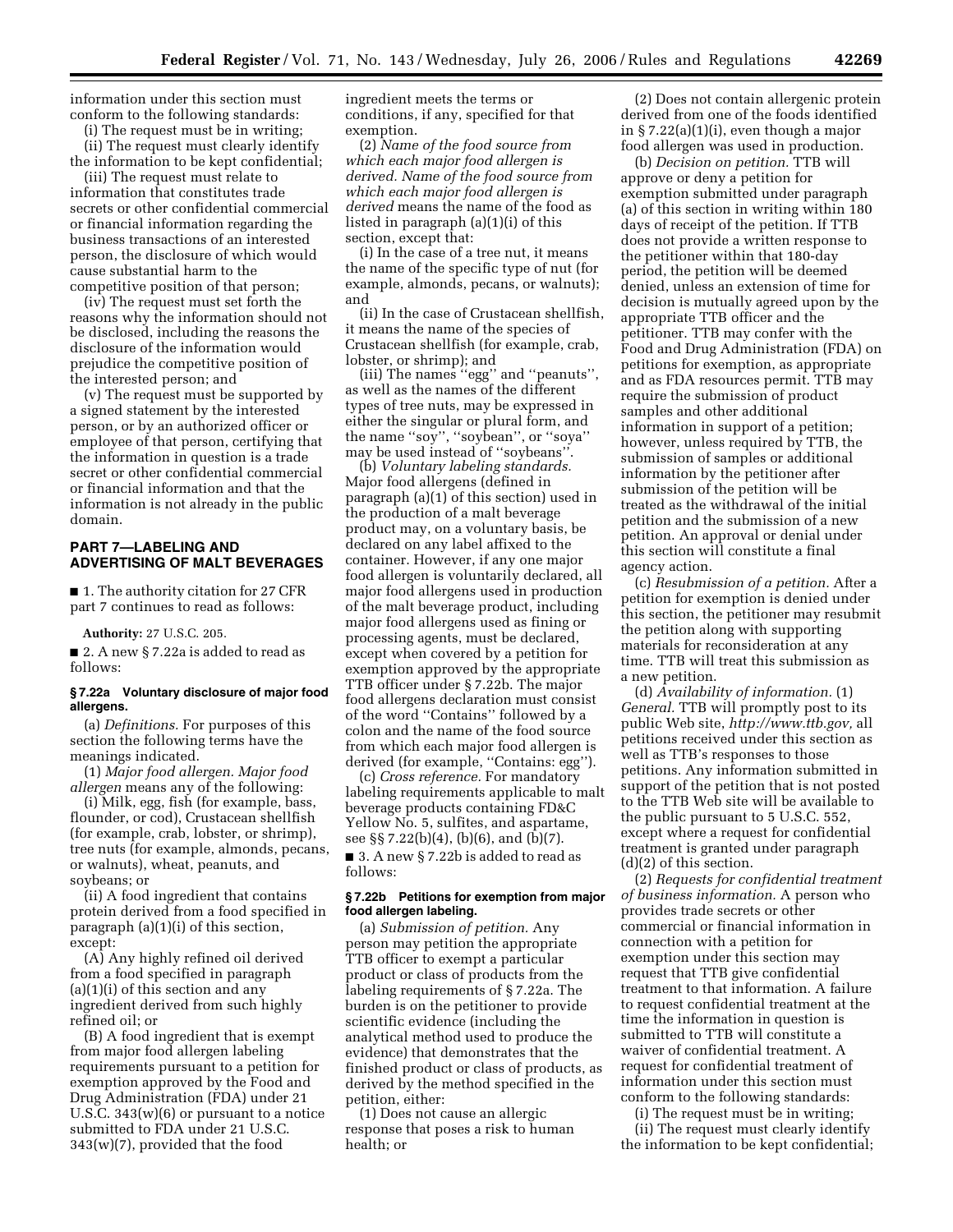information under this section must conform to the following standards:

(i) The request must be in writing;

(ii) The request must clearly identify the information to be kept confidential;

(iii) The request must relate to information that constitutes trade secrets or other confidential commercial or financial information regarding the business transactions of an interested person, the disclosure of which would cause substantial harm to the competitive position of that person;

(iv) The request must set forth the reasons why the information should not be disclosed, including the reasons the disclosure of the information would prejudice the competitive position of the interested person; and

(v) The request must be supported by a signed statement by the interested person, or by an authorized officer or employee of that person, certifying that the information in question is a trade secret or other confidential commercial or financial information and that the information is not already in the public domain.

## PART 7—LABELING AND ADVERTISING OF MALT BEVERAGES

■ 1. The authority citation for 27 CFR part 7 continues to read as follows:

**Authority:** 27 U.S.C. 205.

■ 2. A new § 7.22a is added to read as follows:

### § 7.22a Voluntary disclosure of major food allergens.

(a) *Definitions.* For purposes of this section the following terms have the meanings indicated.

(1) *Major food allergen. Major food allergen* means any of the following:

(i) Milk, egg, fish (for example, bass, flounder, or cod), Crustacean shellfish (for example, crab, lobster, or shrimp), tree nuts (for example, almonds, pecans, or walnuts), wheat, peanuts, and soybeans; or

(ii) A food ingredient that contains protein derived from a food specified in paragraph (a)(1)(i) of this section, except:

(A) Any highly refined oil derived from a food specified in paragraph (a)(1)(i) of this section and any ingredient derived from such highly refined oil; or

(B) A food ingredient that is exempt from major food allergen labeling requirements pursuant to a petition for exemption approved by the Food and Drug Administration (FDA) under 21 U.S.C. 343(w)(6) or pursuant to a notice submitted to FDA under 21 U.S.C. 343(w)(7), provided that the food ingredient meets the terms or conditions, if any, specified for that exemption.

(2) *Name of the food source from which each major food allergen is derived. Name of the food source from which each major food allergen is derived* means the name of the food as listed in paragraph (a)(1)(i) of this section, except that:

(i) In the case of a tree nut, it means the name of the specific type of nut (for example, almonds, pecans, or walnuts); and

(ii) In the case of Crustacean shellfish, it means the name of the species of Crustacean shellfish (for example, crab, lobster, or shrimp); and

(iii) The names ''egg'' and ''peanuts'', as well as the names of the different types of tree nuts, may be expressed in either the singular or plural form, and the name ''soy'', ''soybean'', or ''soya'' may be used instead of ''soybeans''.

(b) *Voluntary labeling standards.* Major food allergens (defined in paragraph (a)(1) of this section) used in the production of a malt beverage product may, on a voluntary basis, be declared on any label affixed to the container. However, if any one major food allergen is voluntarily declared, all major food allergens used in production of the malt beverage product, including major food allergens used as fining or processing agents, must be declared, except when covered by a petition for exemption approved by the appropriate TTB officer under § 7.22b. The major food allergens declaration must consist of the word ''Contains'' followed by a colon and the name of the food source from which each major food allergen is derived (for example, ''Contains: egg'').

(c) *Cross reference.* For mandatory labeling requirements applicable to malt beverage products containing FD&C Yellow No. 5, sulfites, and aspartame, see §§ 7.22(b)(4), (b)(6), and (b)(7).

■ 3. A new § 7.22b is added to read as follows:

### § 7.22b Petitions for exemption from major food allergen labeling.

(a) *Submission of petition.* Any person may petition the appropriate TTB officer to exempt a particular product or class of products from the labeling requirements of § 7.22a. The burden is on the petitioner to provide scientific evidence (including the analytical method used to produce the evidence) that demonstrates that the finished product or class of products, as derived by the method specified in the petition, either:

(1) Does not cause an allergic response that poses a risk to human health; or

(2) Does not contain allergenic protein derived from one of the foods identified in § 7.22(a)(1)(i), even though a major food allergen was used in production.

(b) *Decision on petition.* TTB will approve or deny a petition for exemption submitted under paragraph (a) of this section in writing within 180 days of receipt of the petition. If TTB does not provide a written response to the petitioner within that 180-day period, the petition will be deemed denied, unless an extension of time for decision is mutually agreed upon by the appropriate TTB officer and the petitioner. TTB may confer with the Food and Drug Administration (FDA) on petitions for exemption, as appropriate and as FDA resources permit. TTB may require the submission of product samples and other additional information in support of a petition; however, unless required by TTB, the submission of samples or additional information by the petitioner after submission of the petition will be treated as the withdrawal of the initial petition and the submission of a new petition. An approval or denial under this section will constitute a final agency action.

(c) *Resubmission of a petition.* After a petition for exemption is denied under this section, the petitioner may resubmit the petition along with supporting materials for reconsideration at any time. TTB will treat this submission as a new petition.

(d) *Availability of information.* (1) *General.* TTB will promptly post to its public Web site, *http://www.ttb.gov,* all petitions received under this section as well as TTB's responses to those petitions. Any information submitted in support of the petition that is not posted to the TTB Web site will be available to the public pursuant to 5 U.S.C. 552, except where a request for confidential treatment is granted under paragraph (d)(2) of this section.

(2) *Requests for confidential treatment of business information.* A person who provides trade secrets or other commercial or financial information in connection with a petition for exemption under this section may request that TTB give confidential treatment to that information. A failure to request confidential treatment at the time the information in question is submitted to TTB will constitute a waiver of confidential treatment. A request for confidential treatment of information under this section must conform to the following standards:

(i) The request must be in writing;

(ii) The request must clearly identify the information to be kept confidential;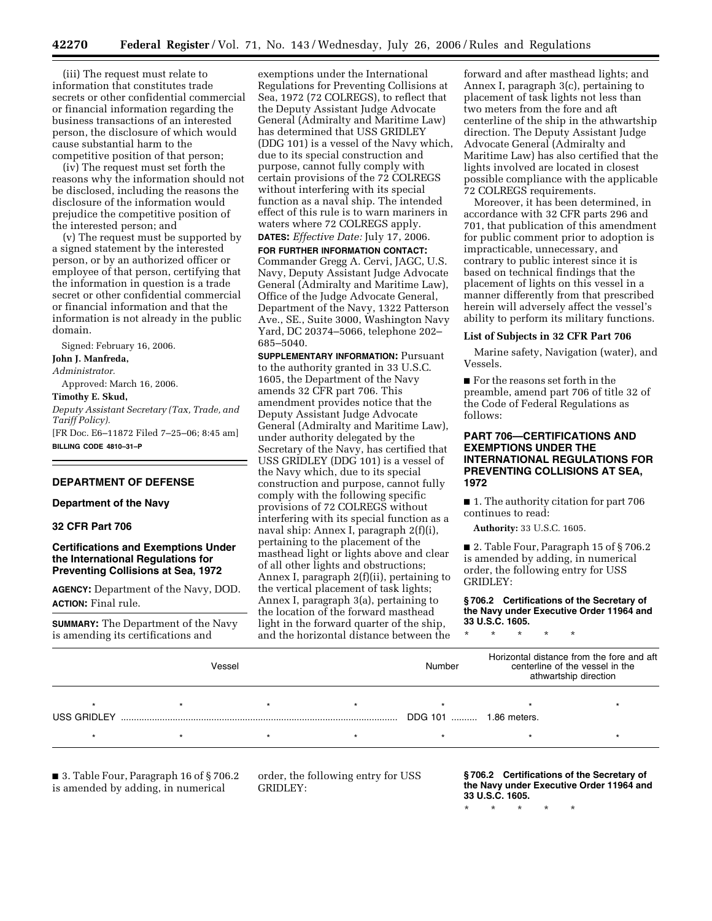(iii) The request must relate to information that constitutes trade secrets or other confidential commercial or financial information regarding the business transactions of an interested person, the disclosure of which would cause substantial harm to the competitive position of that person;

(iv) The request must set forth the reasons why the information should not be disclosed, including the reasons the disclosure of the information would prejudice the competitive position of the interested person; and

(v) The request must be supported by a signed statement by the interested person, or by an authorized officer or employee of that person, certifying that the information in question is a trade secret or other confidential commercial or financial information and that the information is not already in the public domain.

Signed: February 16, 2006.

**John J. Manfreda,**

*Administrator.*

Approved: March 16, 2006.

**Timothy E. Skud,**

*Deputy Assistant Secretary (Tax, Trade, and Tariff Policy).*

[FR Doc. E6–11872 Filed 7–25–06; 8:45 am]

**BILLING CODE 4810–31–P**

## DEPARTMENT OF DEFENSE

### Department of the Navy

### 32 CFR Part 706

### Certifications and Exemptions Under the International Regulations for Preventing Collisions at Sea, 1972

**AGENCY:** Department of the Navy, DOD.

**ACTION:** Final rule.

**SUMMARY:** The Department of the Navy is amending its certifications and exemptions under the International Regulations for Preventing Collisions at Sea, 1972 (72 COLREGS), to reflect that the Deputy Assistant Judge Advocate General (Admiralty and Maritime Law) has determined that USS GRIDLEY (DDG 101) is a vessel of the Navy which, due to its special construction and purpose, cannot fully comply with certain provisions of the 72 COLREGS without interfering with its special function as a naval ship. The intended effect of this rule is to warn mariners in waters where 72 COLREGS apply.

**DATES:** *Effective Date:* July 17, 2006.

**FOR FURTHER INFORMATION CONTACT:** Commander Gregg A. Cervi, JAGC, U.S. Navy, Deputy Assistant Judge Advocate General (Admiralty and Maritime Law), Office of the Judge Advocate General, Department of the Navy, 1322 Patterson Ave., SE., Suite 3000, Washington Navy Yard, DC 20374–5066, telephone 202–685–5040.

**SUPPLEMENTARY INFORMATION:** Pursuant to the authority granted in 33 U.S.C. 1605, the Department of the Navy amends 32 CFR part 706. This amendment provides notice that the Deputy Assistant Judge Advocate General (Admiralty and Maritime Law), under authority delegated by the Secretary of the Navy, has certified that USS GRIDLEY (DDG 101) is a vessel of the Navy which, due to its special construction and purpose, cannot fully comply with the following specific provisions of 72 COLREGS without interfering with its special function as a naval ship: Annex I, paragraph 2(f)(i), pertaining to the placement of the masthead light or lights above and clear of all other lights and obstructions; Annex I, paragraph 2(f)(ii), pertaining to the vertical placement of task lights; Annex I, paragraph 3(a), pertaining to the location of the forward masthead light in the forward quarter of the ship, and the horizontal distance between the forward and after masthead lights; and Annex I, paragraph 3(c), pertaining to placement of task lights not less than two meters from the fore and aft centerline of the ship in the athwartship direction. The Deputy Assistant Judge Advocate General (Admiralty and Maritime Law) has also certified that the lights involved are located in closest possible compliance with the applicable 72 COLREGS requirements.

Moreover, it has been determined, in accordance with 32 CFR parts 296 and 701, that publication of this amendment for public comment prior to adoption is impracticable, unnecessary, and contrary to public interest since it is based on technical findings that the placement of lights on this vessel in a manner differently from that prescribed herein will adversely affect the vessel's ability to perform its military functions.

#### List of Subjects in 32 CFR Part 706

Marine safety, Navigation (water), and Vessels.

■ For the reasons set forth in the preamble, amend part 706 of title 32 of the Code of Federal Regulations as follows:

### PART 706—CERTIFICATIONS AND EXEMPTIONS UNDER THE INTERNATIONAL REGULATIONS FOR PREVENTING COLLISIONS AT SEA, 1972

■ 1. The authority citation for part 706 continues to read:

**Authority:** 33 U.S.C. 1605.

■ 2. Table Four, Paragraph 15 of § 706.2 is amended by adding, in numerical order, the following entry for USS GRIDLEY:

**§ 706.2 Certifications of the Secretary of the Navy under Executive Order 11964 and 33 U.S.C. 1605.**

\* \* \* \* \*

| Vessel | Number | Horizontal distance from the fore and aft centerline of the vessel in the athwartship direction |
|---|---|---|
| * * * | * | * * |
| USS GRIDLEY | DDG 101 | 1.86 meters. |
| * * * | * | * * |

■ 3. Table Four, Paragraph 16 of § 706.2 is amended by adding, in numerical order, the following entry for USS GRIDLEY:

**§ 706.2 Certifications of the Secretary of the Navy under Executive Order 11964 and 33 U.S.C. 1605.**

\* \* \* \* \*